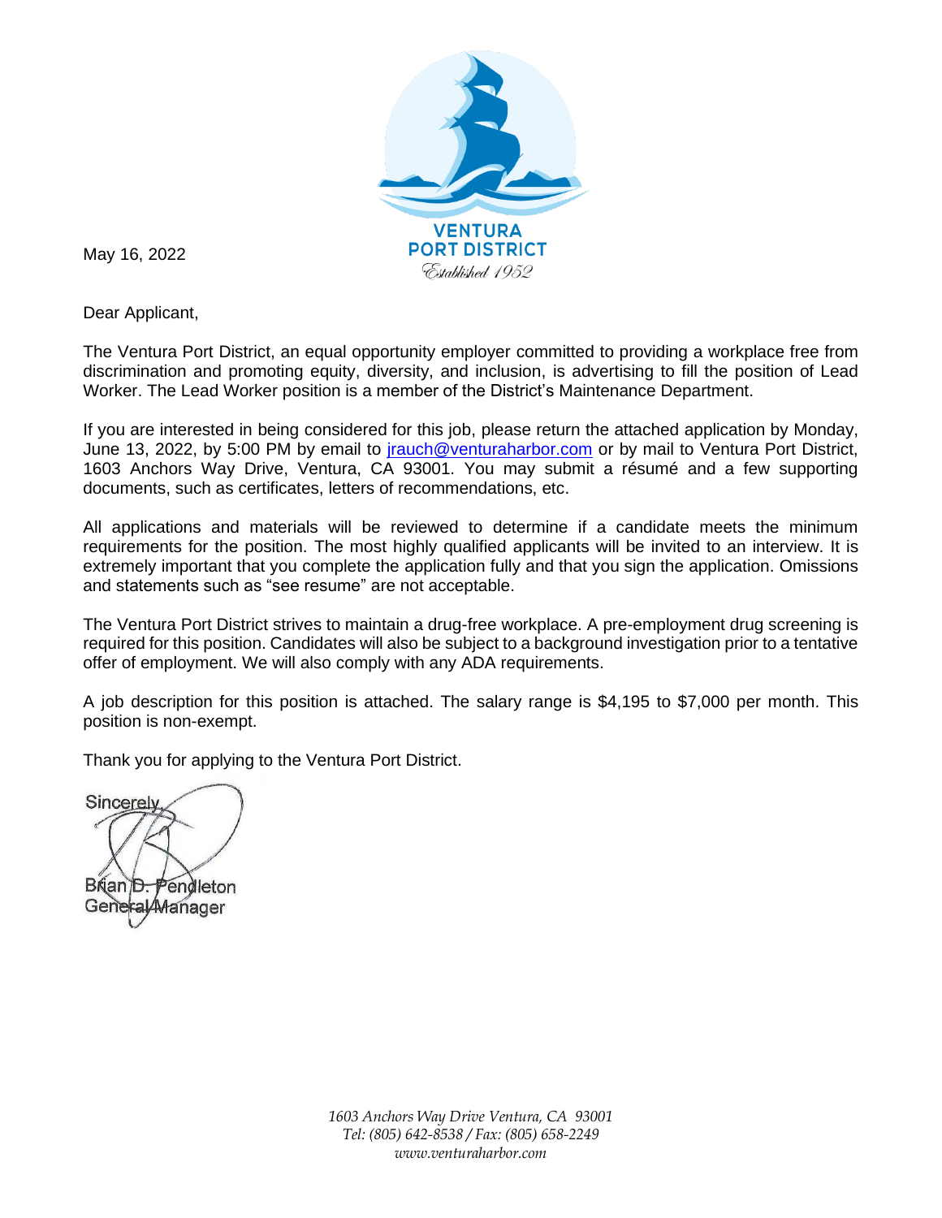VENTURA PORT DISTRICT
*Established 1952*

May 16, 2022

Dear Applicant,

The Ventura Port District, an equal opportunity employer committed to providing a workplace free from discrimination and promoting equity, diversity, and inclusion, is advertising to fill the position of Lead Worker. The Lead Worker position is a member of the District's Maintenance Department.

If you are interested in being considered for this job, please return the attached application by Monday, June 13, 2022, by 5:00 PM by email to jrauch@venturaharbor.com or by mail to Ventura Port District, 1603 Anchors Way Drive, Ventura, CA 93001. You may submit a résumé and a few supporting documents, such as certificates, letters of recommendations, etc.

All applications and materials will be reviewed to determine if a candidate meets the minimum requirements for the position. The most highly qualified applicants will be invited to an interview. It is extremely important that you complete the application fully and that you sign the application. Omissions and statements such as "see resume" are not acceptable.

The Ventura Port District strives to maintain a drug-free workplace. A pre-employment drug screening is required for this position. Candidates will also be subject to a background investigation prior to a tentative offer of employment. We will also comply with any ADA requirements.

A job description for this position is attached. The salary range is $4,195 to $7,000 per month. This position is non-exempt.

Thank you for applying to the Ventura Port District.

Sincerely,

Brian D. Pendleton
General Manager

*1603 Anchors Way Drive Ventura, CA 93001*
*Tel: (805) 642-8538 / Fax: (805) 658-2249*
*www.venturaharbor.com*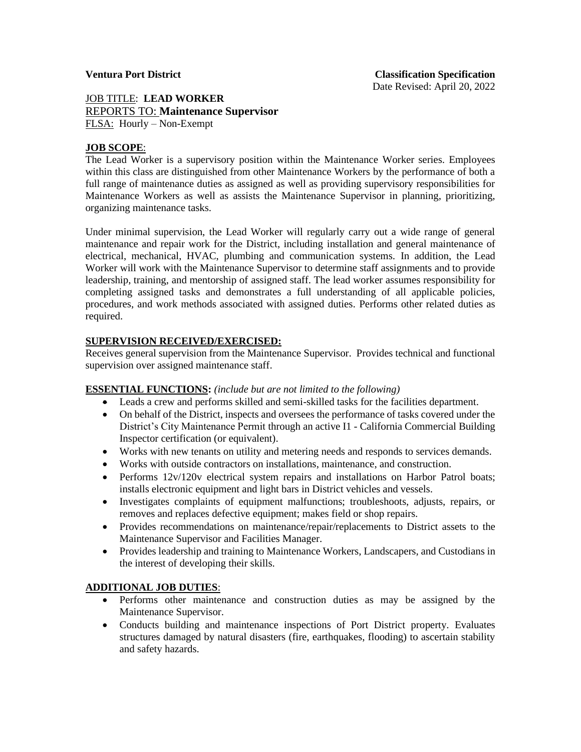**Ventura Port District** **Classification Specification**

Date Revised: April 20, 2022

JOB TITLE: **LEAD WORKER**

REPORTS TO: **Maintenance Supervisor**

FLSA: Hourly – Non-Exempt

## JOB SCOPE:

The Lead Worker is a supervisory position within the Maintenance Worker series. Employees within this class are distinguished from other Maintenance Workers by the performance of both a full range of maintenance duties as assigned as well as providing supervisory responsibilities for Maintenance Workers as well as assists the Maintenance Supervisor in planning, prioritizing, organizing maintenance tasks.

Under minimal supervision, the Lead Worker will regularly carry out a wide range of general maintenance and repair work for the District, including installation and general maintenance of electrical, mechanical, HVAC, plumbing and communication systems. In addition, the Lead Worker will work with the Maintenance Supervisor to determine staff assignments and to provide leadership, training, and mentorship of assigned staff. The lead worker assumes responsibility for completing assigned tasks and demonstrates a full understanding of all applicable policies, procedures, and work methods associated with assigned duties. Performs other related duties as required.

## SUPERVISION RECEIVED/EXERCISED:

Receives general supervision from the Maintenance Supervisor. Provides technical and functional supervision over assigned maintenance staff.

## ESSENTIAL FUNCTIONS: *(include but are not limited to the following)*

- Leads a crew and performs skilled and semi-skilled tasks for the facilities department.
- On behalf of the District, inspects and oversees the performance of tasks covered under the District's City Maintenance Permit through an active I1 - California Commercial Building Inspector certification (or equivalent).
- Works with new tenants on utility and metering needs and responds to services demands.
- Works with outside contractors on installations, maintenance, and construction.
- Performs 12v/120v electrical system repairs and installations on Harbor Patrol boats; installs electronic equipment and light bars in District vehicles and vessels.
- Investigates complaints of equipment malfunctions; troubleshoots, adjusts, repairs, or removes and replaces defective equipment; makes field or shop repairs.
- Provides recommendations on maintenance/repair/replacements to District assets to the Maintenance Supervisor and Facilities Manager.
- Provides leadership and training to Maintenance Workers, Landscapers, and Custodians in the interest of developing their skills.

## ADDITIONAL JOB DUTIES:

- Performs other maintenance and construction duties as may be assigned by the Maintenance Supervisor.
- Conducts building and maintenance inspections of Port District property. Evaluates structures damaged by natural disasters (fire, earthquakes, flooding) to ascertain stability and safety hazards.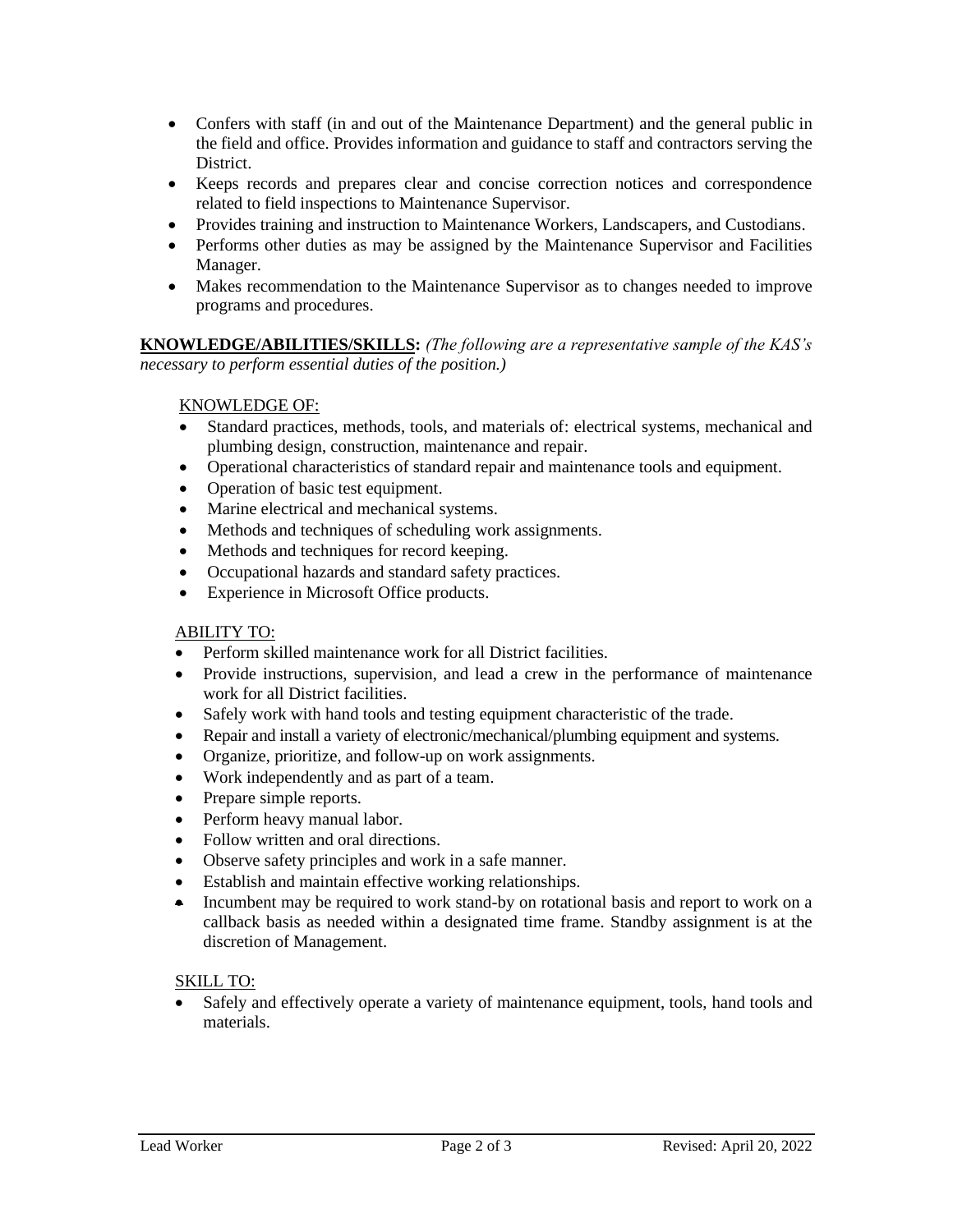- Confers with staff (in and out of the Maintenance Department) and the general public in the field and office. Provides information and guidance to staff and contractors serving the District.
- Keeps records and prepares clear and concise correction notices and correspondence related to field inspections to Maintenance Supervisor.
- Provides training and instruction to Maintenance Workers, Landscapers, and Custodians.
- Performs other duties as may be assigned by the Maintenance Supervisor and Facilities Manager.
- Makes recommendation to the Maintenance Supervisor as to changes needed to improve programs and procedures.

**KNOWLEDGE/ABILITIES/SKILLS:** *(The following are a representative sample of the KAS's necessary to perform essential duties of the position.)*

KNOWLEDGE OF:

- Standard practices, methods, tools, and materials of: electrical systems, mechanical and plumbing design, construction, maintenance and repair.
- Operational characteristics of standard repair and maintenance tools and equipment.
- Operation of basic test equipment.
- Marine electrical and mechanical systems.
- Methods and techniques of scheduling work assignments.
- Methods and techniques for record keeping.
- Occupational hazards and standard safety practices.
- Experience in Microsoft Office products.

ABILITY TO:

- Perform skilled maintenance work for all District facilities.
- Provide instructions, supervision, and lead a crew in the performance of maintenance work for all District facilities.
- Safely work with hand tools and testing equipment characteristic of the trade.
- Repair and install a variety of electronic/mechanical/plumbing equipment and systems.
- Organize, prioritize, and follow-up on work assignments.
- Work independently and as part of a team.
- Prepare simple reports.
- Perform heavy manual labor.
- Follow written and oral directions.
- Observe safety principles and work in a safe manner.
- Establish and maintain effective working relationships.
- Incumbent may be required to work stand-by on rotational basis and report to work on a callback basis as needed within a designated time frame. Standby assignment is at the discretion of Management.

SKILL TO:

- Safely and effectively operate a variety of maintenance equipment, tools, hand tools and materials.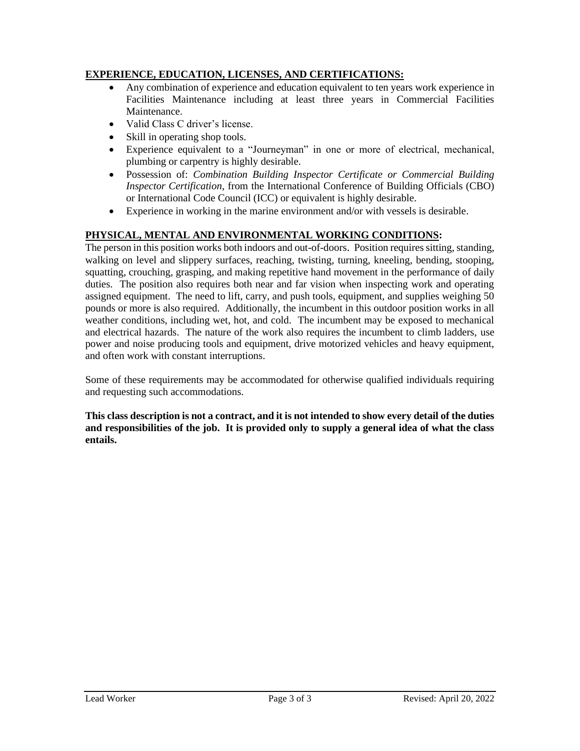**EXPERIENCE, EDUCATION, LICENSES, AND CERTIFICATIONS:**

- Any combination of experience and education equivalent to ten years work experience in Facilities Maintenance including at least three years in Commercial Facilities Maintenance.
- Valid Class C driver's license.
- Skill in operating shop tools.
- Experience equivalent to a "Journeyman" in one or more of electrical, mechanical, plumbing or carpentry is highly desirable.
- Possession of: *Combination Building Inspector Certificate or Commercial Building Inspector Certification*, from the International Conference of Building Officials (CBO) or International Code Council (ICC) or equivalent is highly desirable.
- Experience in working in the marine environment and/or with vessels is desirable.

**PHYSICAL, MENTAL AND ENVIRONMENTAL WORKING CONDITIONS:**

The person in this position works both indoors and out-of-doors. Position requires sitting, standing, walking on level and slippery surfaces, reaching, twisting, turning, kneeling, bending, stooping, squatting, crouching, grasping, and making repetitive hand movement in the performance of daily duties. The position also requires both near and far vision when inspecting work and operating assigned equipment. The need to lift, carry, and push tools, equipment, and supplies weighing 50 pounds or more is also required. Additionally, the incumbent in this outdoor position works in all weather conditions, including wet, hot, and cold. The incumbent may be exposed to mechanical and electrical hazards. The nature of the work also requires the incumbent to climb ladders, use power and noise producing tools and equipment, drive motorized vehicles and heavy equipment, and often work with constant interruptions.

Some of these requirements may be accommodated for otherwise qualified individuals requiring and requesting such accommodations.

**This class description is not a contract, and it is not intended to show every detail of the duties and responsibilities of the job. It is provided only to supply a general idea of what the class entails.**